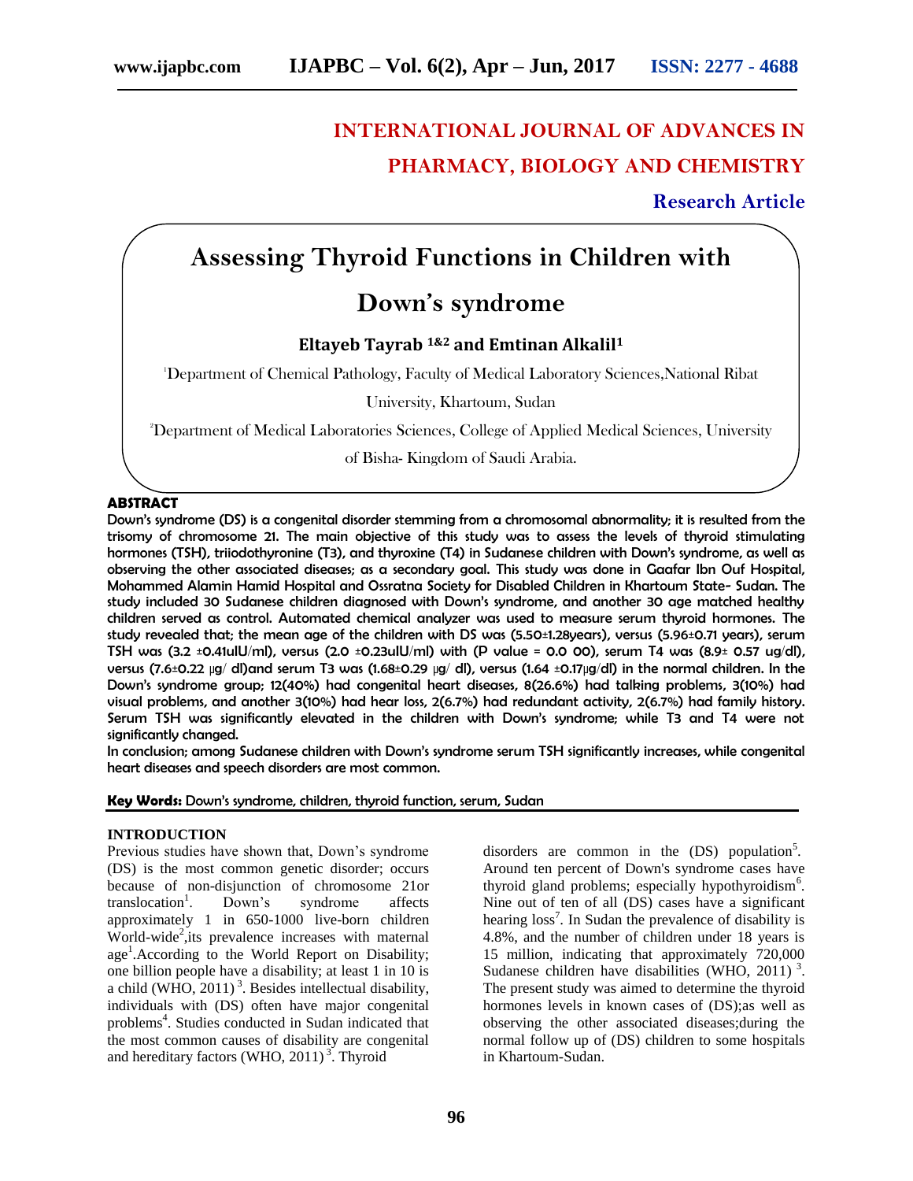# INTERNATIONAL JOURNAL OF ADVANCES IN PHARMACY, BIOLOGY AND CHEMISTRY

**Research Article**

# Assessing Thyroid Functions in Children with Down's syndrome

**Eltayeb Tayrab [1&2] and Emtinan Alkalil[1]**

[1]Department of Chemical Pathology, Faculty of Medical Laboratory Sciences,National Ribat University, Khartoum, Sudan

[2]Department of Medical Laboratories Sciences, College of Applied Medical Sciences, University of Bisha- Kingdom of Saudi Arabia.

## ABSTRACT

Down's syndrome (DS) is a congenital disorder stemming from a chromosomal abnormality; it is resulted from the trisomy of chromosome 21. The main objective of this study was to assess the levels of thyroid stimulating hormones (TSH), triiodothyronine (T3), and thyroxine (T4) in Sudanese children with Down's syndrome, as well as observing the other associated diseases; as a secondary goal. This study was done in Gaafar Ibn Ouf Hospital, Mohammed Alamin Hamid Hospital and Ossratna Society for Disabled Children in Khartoum State- Sudan. The study included 30 Sudanese children diagnosed with Down's syndrome, and another 30 age matched healthy children served as control. Automated chemical analyzer was used to measure serum thyroid hormones. The study revealed that; the mean age of the children with DS was (5.50±1.28years), versus (5.96±0.71 years), serum TSH was (3.2 ±0.41uIU/ml), versus (2.0 ±0.23uIU/ml) with (P value = 0.0 00), serum T4 was (8.9± 0.57 ug/dl), versus (7.6±0.22 µg/ dl)and serum T3 was (1.68±0.29 µg/ dl), versus (1.64 ±0.17µg/dl) in the normal children. In the Down's syndrome group; 12(40%) had congenital heart diseases, 8(26.6%) had talking problems, 3(10%) had visual problems, and another 3(10%) had hear loss, 2(6.7%) had redundant activity, 2(6.7%) had family history. Serum TSH was significantly elevated in the children with Down's syndrome; while T3 and T4 were not significantly changed.

In conclusion; among Sudanese children with Down's syndrome serum TSH significantly increases, while congenital heart diseases and speech disorders are most common.

**Key Words:** Down's syndrome, children, thyroid function, serum, Sudan

## INTRODUCTION

Previous studies have shown that, Down's syndrome (DS) is the most common genetic disorder; occurs because of non-disjunction of chromosome 21or translocation[1]. Down's syndrome affects approximately 1 in 650-1000 live-born children World-wide[2],its prevalence increases with maternal age[1].According to the World Report on Disability; one billion people have a disability; at least 1 in 10 is a child (WHO, 2011)[3]. Besides intellectual disability, individuals with (DS) often have major congenital problems[4]. Studies conducted in Sudan indicated that the most common causes of disability are congenital and hereditary factors (WHO, 2011)[3]. Thyroid disorders are common in the (DS) population[5]. Around ten percent of Down's syndrome cases have thyroid gland problems; especially hypothyroidism[6]. Nine out of ten of all (DS) cases have a significant hearing loss[7]. In Sudan the prevalence of disability is 4.8%, and the number of children under 18 years is 15 million, indicating that approximately 720,000 Sudanese children have disabilities (WHO, 2011)[3]. The present study was aimed to determine the thyroid hormones levels in known cases of (DS);as well as observing the other associated diseases;during the normal follow up of (DS) children to some hospitals in Khartoum-Sudan.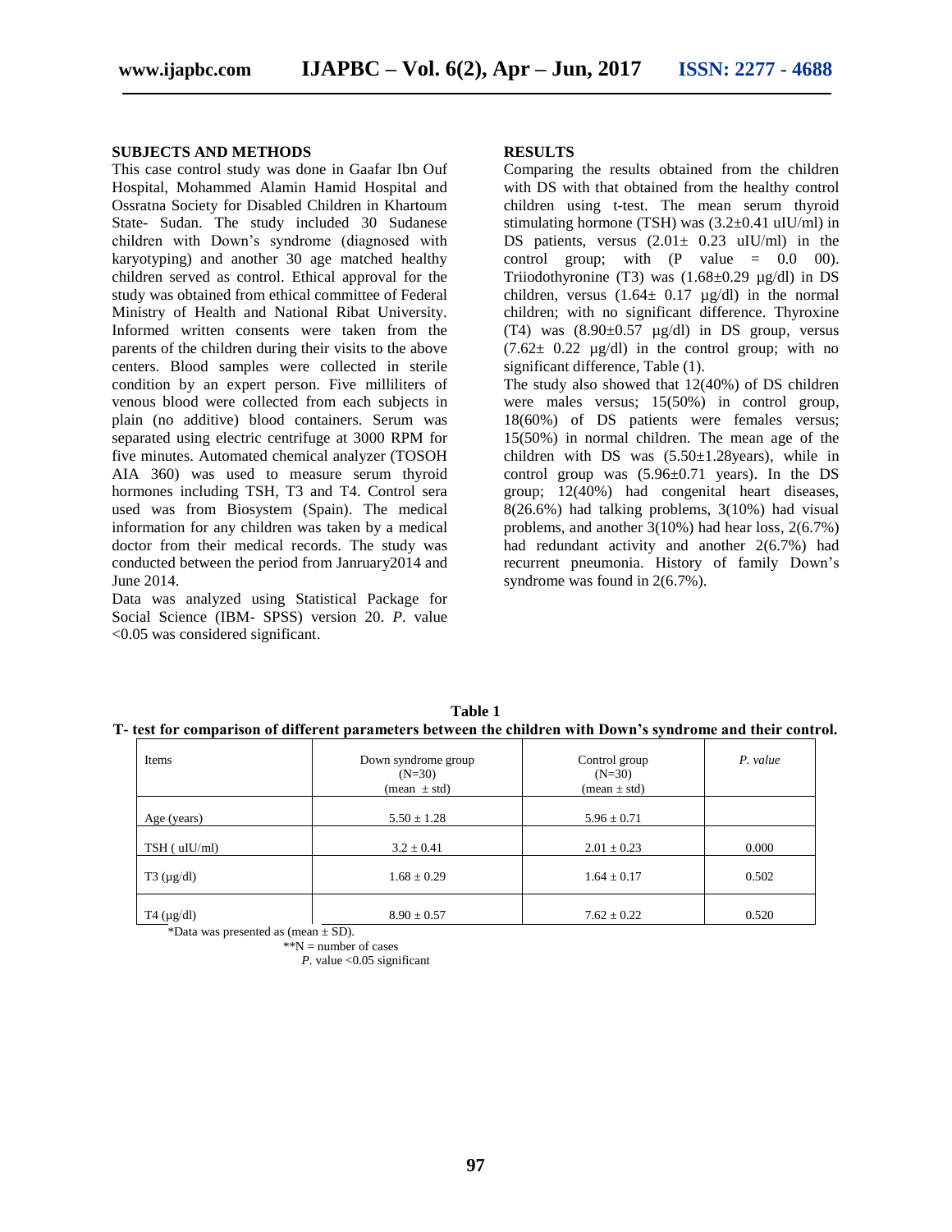## SUBJECTS AND METHODS

This case control study was done in Gaafar Ibn Ouf Hospital, Mohammed Alamin Hamid Hospital and Ossratna Society for Disabled Children in Khartoum State- Sudan. The study included 30 Sudanese children with Down's syndrome (diagnosed with karyotyping) and another 30 age matched healthy children served as control. Ethical approval for the study was obtained from ethical committee of Federal Ministry of Health and National Ribat University. Informed written consents were taken from the parents of the children during their visits to the above centers. Blood samples were collected in sterile condition by an expert person. Five milliliters of venous blood were collected from each subjects in plain (no additive) blood containers. Serum was separated using electric centrifuge at 3000 RPM for five minutes. Automated chemical analyzer (TOSOH AIA 360) was used to measure serum thyroid hormones including TSH, T3 and T4. Control sera used was from Biosystem (Spain). The medical information for any children was taken by a medical doctor from their medical records. The study was conducted between the period from Janruary2014 and June 2014.

Data was analyzed using Statistical Package for Social Science (IBM- SPSS) version 20. *P*. value <0.05 was considered significant.

## RESULTS

Comparing the results obtained from the children with DS with that obtained from the healthy control children using t-test. The mean serum thyroid stimulating hormone (TSH) was (3.2±0.41 uIU/ml) in DS patients, versus (2.01± 0.23 uIU/ml) in the control group; with (P value = 0.0 00). Triiodothyronine (T3) was (1.68±0.29 µg/dl) in DS children, versus (1.64± 0.17 µg/dl) in the normal children; with no significant difference. Thyroxine (T4) was (8.90±0.57 µg/dl) in DS group, versus (7.62± 0.22 µg/dl) in the control group; with no significant difference, Table (1).

The study also showed that 12(40%) of DS children were males versus; 15(50%) in control group, 18(60%) of DS patients were females versus; 15(50%) in normal children. The mean age of the children with DS was (5.50±1.28years), while in control group was (5.96±0.71 years). In the DS group; 12(40%) had congenital heart diseases, 8(26.6%) had talking problems, 3(10%) had visual problems, and another 3(10%) had hear loss, 2(6.7%) had redundant activity and another 2(6.7%) had recurrent pneumonia. History of family Down's syndrome was found in 2(6.7%).

**Table 1**
**T- test for comparison of different parameters between the children with Down's syndrome and their control.**

| Items | Down syndrome group (N=30) (mean ± std) | Control group (N=30) (mean ± std) | *P. value* |
|---|---|---|---|
| Age (years) | 5.50 ± 1.28 | 5.96 ± 0.71 | |
| TSH ( uIU/ml) | 3.2 ± 0.41 | 2.01 ± 0.23 | 0.000 |
| T3 (µg/dl) | 1.68 ± 0.29 | 1.64 ± 0.17 | 0.502 |
| T4 (µg/dl) | 8.90 ± 0.57 | 7.62 ± 0.22 | 0.520 |

*Data was presented as (mean ± SD).

**N = number of cases

*P*. value <0.05 significant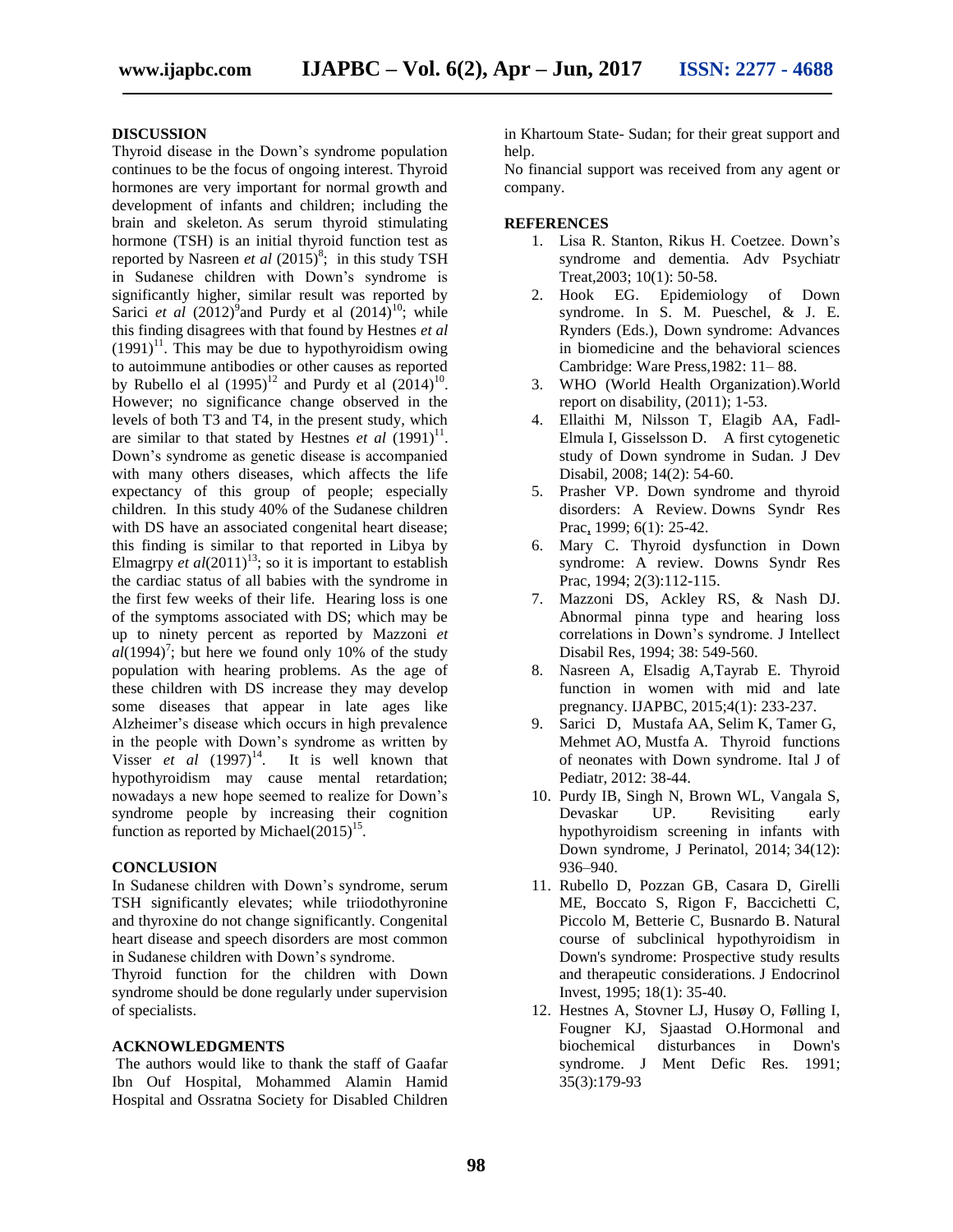## DISCUSSION

Thyroid disease in the Down's syndrome population continues to be the focus of ongoing interest. Thyroid hormones are very important for normal growth and development of infants and children; including the brain and skeleton. As serum thyroid stimulating hormone (TSH) is an initial thyroid function test as reported by Nasreen *et al* (2015)[8]; in this study TSH in Sudanese children with Down's syndrome is significantly higher, similar result was reported by Sarici *et al* (2012)[9]and Purdy et al (2014)[10]; while this finding disagrees with that found by Hestnes *et al* (1991)[11]. This may be due to hypothyroidism owing to autoimmune antibodies or other causes as reported by Rubello el al (1995)[12] and Purdy et al (2014)[10]. However; no significance change observed in the levels of both T3 and T4, in the present study, which are similar to that stated by Hestnes *et al* (1991)[11]. Down's syndrome as genetic disease is accompanied with many others diseases, which affects the life expectancy of this group of people; especially children. In this study 40% of the Sudanese children with DS have an associated congenital heart disease; this finding is similar to that reported in Libya by Elmagrpy *et al*(2011)[13]; so it is important to establish the cardiac status of all babies with the syndrome in the first few weeks of their life. Hearing loss is one of the symptoms associated with DS; which may be up to ninety percent as reported by Mazzoni *et al*(1994)[7]; but here we found only 10% of the study population with hearing problems. As the age of these children with DS increase they may develop some diseases that appear in late ages like Alzheimer's disease which occurs in high prevalence in the people with Down's syndrome as written by Visser *et al* (1997)[14]. It is well known that hypothyroidism may cause mental retardation; nowadays a new hope seemed to realize for Down's syndrome people by increasing their cognition function as reported by Michael(2015)[15].

## CONCLUSION

In Sudanese children with Down's syndrome, serum TSH significantly elevates; while triiodothyronine and thyroxine do not change significantly. Congenital heart disease and speech disorders are most common in Sudanese children with Down's syndrome.

Thyroid function for the children with Down syndrome should be done regularly under supervision of specialists.

## ACKNOWLEDGMENTS

The authors would like to thank the staff of Gaafar Ibn Ouf Hospital, Mohammed Alamin Hamid Hospital and Ossratna Society for Disabled Children in Khartoum State- Sudan; for their great support and help.

No financial support was received from any agent or company.

## REFERENCES

1. Lisa R. Stanton, Rikus H. Coetzee. Down's syndrome and dementia. Adv Psychiatr Treat,2003; 10(1): 50-58.
2. Hook EG. Epidemiology of Down syndrome. In S. M. Pueschel, & J. E. Rynders (Eds.), Down syndrome: Advances in biomedicine and the behavioral sciences Cambridge: Ware Press,1982: 11– 88.
3. WHO (World Health Organization).World report on disability, (2011); 1-53.
4. Ellaithi M, Nilsson T, Elagib AA, Fadl-Elmula I, Gisselsson D. A first cytogenetic study of Down syndrome in Sudan. J Dev Disabil, 2008; 14(2): 54-60.
5. Prasher VP. Down syndrome and thyroid disorders: A Review. Downs Syndr Res Prac, 1999; 6(1): 25-42.
6. Mary C. Thyroid dysfunction in Down syndrome: A review. Downs Syndr Res Prac, 1994; 2(3):112-115.
7. Mazzoni DS, Ackley RS, & Nash DJ. Abnormal pinna type and hearing loss correlations in Down's syndrome. J Intellect Disabil Res, 1994; 38: 549-560.
8. Nasreen A, Elsadig A,Tayrab E. Thyroid function in women with mid and late pregnancy. IJAPBC, 2015;4(1): 233-237.
9. Sarici D, Mustafa AA, Selim K, Tamer G, Mehmet AO, Mustfa A. Thyroid functions of neonates with Down syndrome. Ital J of Pediatr, 2012: 38-44.
10. Purdy IB, Singh N, Brown WL, Vangala S, Devaskar UP. Revisiting early hypothyroidism screening in infants with Down syndrome, J Perinatol, 2014; 34(12): 936–940.
11. Rubello D, Pozzan GB, Casara D, Girelli ME, Boccato S, Rigon F, Bacchichetti C, Piccolo M, Betterie C, Busnardo B. Natural course of subclinical hypothyroidism in Down's syndrome: Prospective study results and therapeutic considerations. J Endocrinol Invest, 1995; 18(1): 35-40.
12. Hestnes A, Stovner LJ, Husøy O, Følling I, Fougner KJ, Sjaastad O.Hormonal and biochemical disturbances in Down's syndrome. J Ment Defic Res. 1991; 35(3):179-93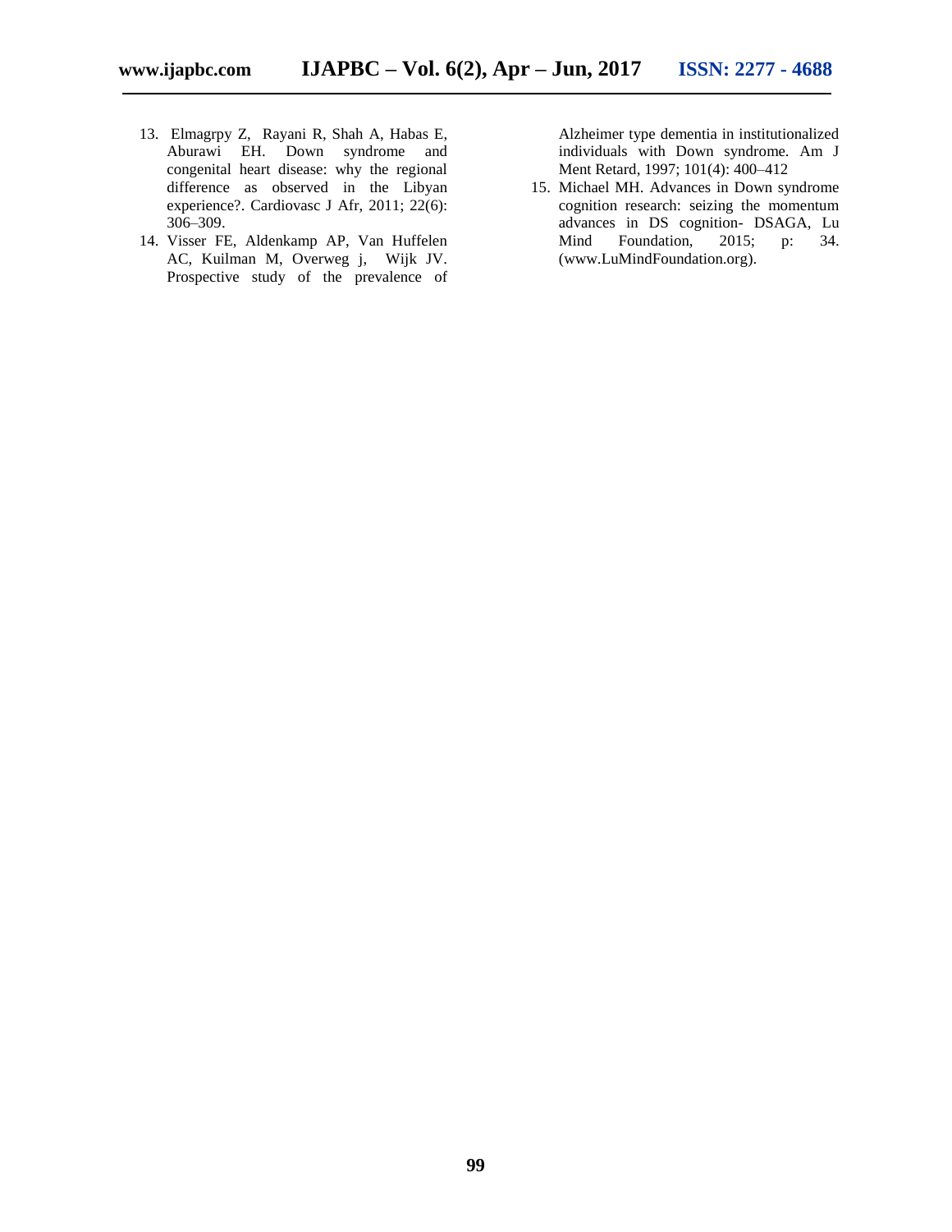13. Elmagrpy Z, Rayani R, Shah A, Habas E, Aburawi EH. Down syndrome and congenital heart disease: why the regional difference as observed in the Libyan experience?. Cardiovasc J Afr, 2011; 22(6): 306–309.
14. Visser FE, Aldenkamp AP, Van Huffelen AC, Kuilman M, Overweg j, Wijk JV. Prospective study of the prevalence of Alzheimer type dementia in institutionalized individuals with Down syndrome. Am J Ment Retard, 1997; 101(4): 400–412
15. Michael MH. Advances in Down syndrome cognition research: seizing the momentum advances in DS cognition- DSAGA, Lu Mind Foundation, 2015; p: 34. (www.LuMindFoundation.org).